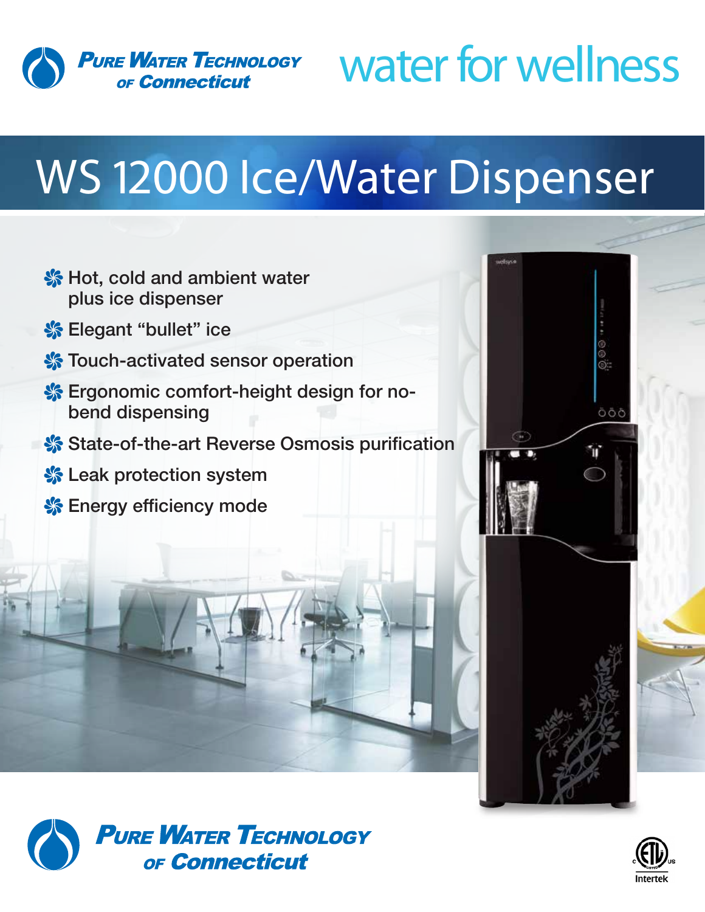PURE WATER TECHNOLOGY OF Connecticut

water for wellness

# WS 12000 Ice/Water Dispenser

- Hot, cold and ambient water plus ice dispenser
- Elegant “bullet” ice
- Touch-activated sensor operation
- Ergonomic comfort-height design for no-bend dispensing
- State-of-the-art Reverse Osmosis purification
- Leak protection system
- Energy efficiency mode

PURE WATER TECHNOLOGY OF Connecticut

Intertek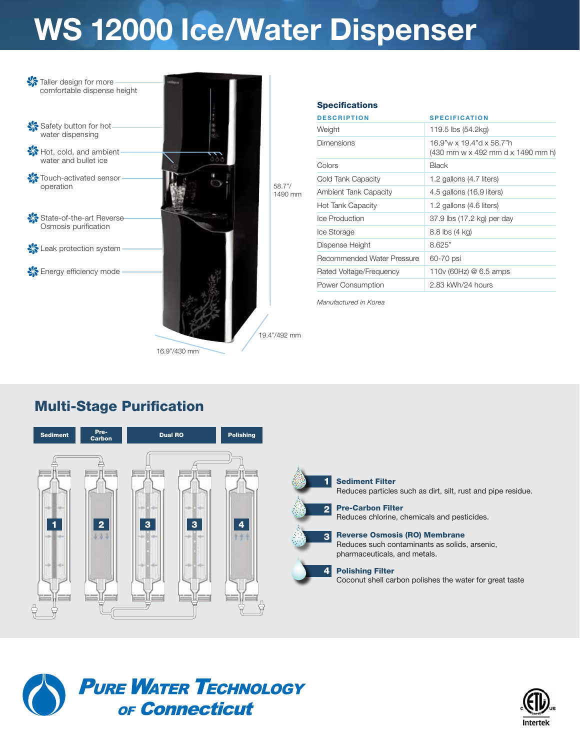# WS 12000 Ice/Water Dispenser

- Taller design for more comfortable dispense height
- Safety button for hot water dispensing
- Hot, cold, and ambient water and bullet ice
- Touch-activated sensor operation
- State-of-the-art Reverse Osmosis purification
- Leak protection system
- Energy efficiency mode

58.7"/ 1490 mm

19.4"/492 mm

16.9"/430 mm

### Specifications

| DESCRIPTION | SPECIFICATION |
|---|---|
| Weight | 119.5 lbs (54.2kg) |
| Dimensions | 16.9"w x 19.4"d x 58.7"h (430 mm w x 492 mm d x 1490 mm h) |
| Colors | Black |
| Cold Tank Capacity | 1.2 gallons (4.7 liters) |
| Ambient Tank Capacity | 4.5 gallons (16.9 liters) |
| Hot Tank Capacity | 1.2 gallons (4.6 liters) |
| Ice Production | 37.9 lbs (17.2 kg) per day |
| Ice Storage | 8.8 lbs (4 kg) |
| Dispense Height | 8.625" |
| Recommended Water Pressure | 60-70 psi |
| Rated Voltage/Frequency | 110v (60Hz) @ 6.5 amps |
| Power Consumption | 2.83 kWh/24 hours |

*Manufactured in Korea*

## Multi-Stage Purification

Sediment | Pre-Carbon | Dual RO | Polishing

1 2 3 3 4

**1 Sediment Filter**
Reduces particles such as dirt, silt, rust and pipe residue.

**2 Pre-Carbon Filter**
Reduces chlorine, chemicals and pesticides.

**3 Reverse Osmosis (RO) Membrane**
Reduces such contaminants as solids, arsenic, pharmaceuticals, and metals.

**4 Polishing Filter**
Coconut shell carbon polishes the water for great taste

**Pure Water Technology of Connecticut**

Intertek